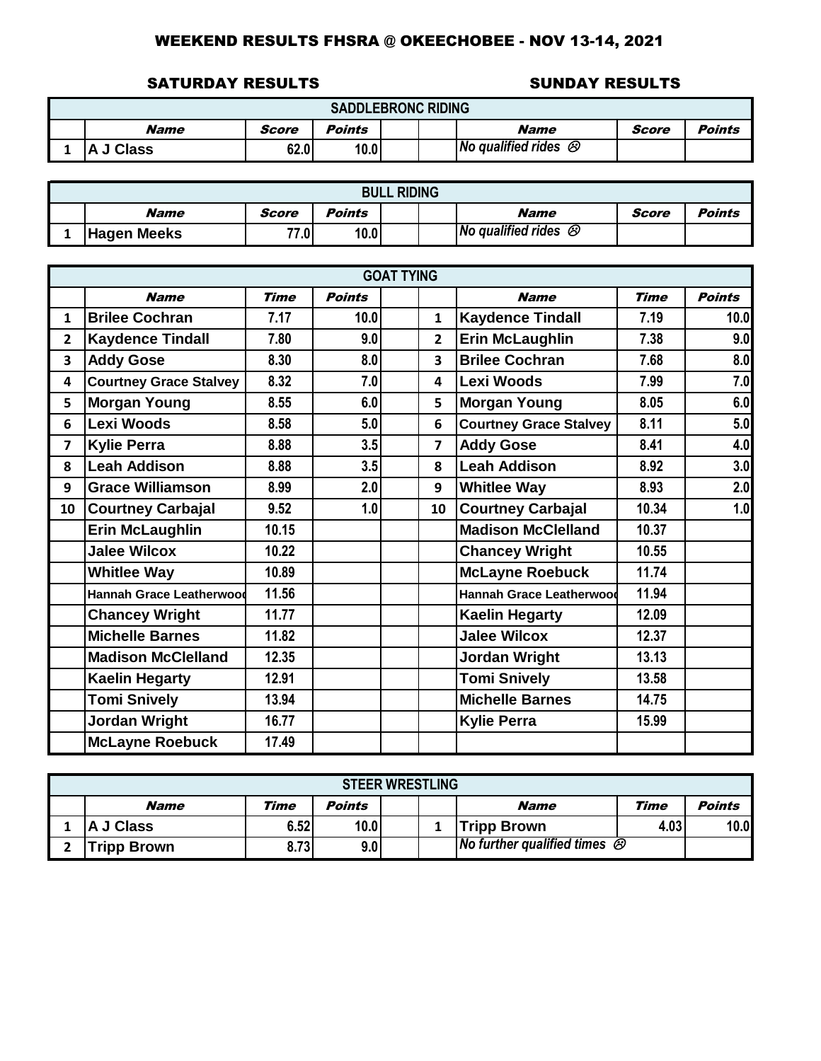# WEEKEND RESULTS FHSRA @ OKEECHOBEE - NOV 13-14, 2021

**SATURDAY RESULTS** | **SUNDAY RESULTS**

| SADDLEBRONC RIDING | | | | | | | | |
|---|---|---|---|---|---|---|---|---|
| | *Name* | *Score* | *Points* | | | *Name* | *Score* | *Points* |
| 1 | A J Class | 62.0 | 10.0 | | | *No qualified rides* ☹ | | |

| BULL RIDING | | | | | | | | |
|---|---|---|---|---|---|---|---|---|
| | *Name* | *Score* | *Points* | | | *Name* | *Score* | *Points* |
| 1 | Hagen Meeks | 77.0 | 10.0 | | | *No qualified rides* ☹ | | |

| GOAT TYING | | | | | | | | |
|---|---|---|---|---|---|---|---|---|
| | *Name* | *Time* | *Points* | | | *Name* | *Time* | *Points* |
| 1 | Brilee Cochran | 7.17 | 10.0 | | 1 | Kaydence Tindall | 7.19 | 10.0 |
| 2 | Kaydence Tindall | 7.80 | 9.0 | | 2 | Erin McLaughlin | 7.38 | 9.0 |
| 3 | Addy Gose | 8.30 | 8.0 | | 3 | Brilee Cochran | 7.68 | 8.0 |
| 4 | Courtney Grace Stalvey | 8.32 | 7.0 | | 4 | Lexi Woods | 7.99 | 7.0 |
| 5 | Morgan Young | 8.55 | 6.0 | | 5 | Morgan Young | 8.05 | 6.0 |
| 6 | Lexi Woods | 8.58 | 5.0 | | 6 | Courtney Grace Stalvey | 8.11 | 5.0 |
| 7 | Kylie Perra | 8.88 | 3.5 | | 7 | Addy Gose | 8.41 | 4.0 |
| 8 | Leah Addison | 8.88 | 3.5 | | 8 | Leah Addison | 8.92 | 3.0 |
| 9 | Grace Williamson | 8.99 | 2.0 | | 9 | Whitlee Way | 8.93 | 2.0 |
| 10 | Courtney Carbajal | 9.52 | 1.0 | | 10 | Courtney Carbajal | 10.34 | 1.0 |
| | Erin McLaughlin | 10.15 | | | | Madison McClelland | 10.37 | |
| | Jalee Wilcox | 10.22 | | | | Chancey Wright | 10.55 | |
| | Whitlee Way | 10.89 | | | | McLayne Roebuck | 11.74 | |
| | Hannah Grace Leatherwood | 11.56 | | | | Hannah Grace Leatherwood | 11.94 | |
| | Chancey Wright | 11.77 | | | | Kaelin Hegarty | 12.09 | |
| | Michelle Barnes | 11.82 | | | | Jalee Wilcox | 12.37 | |
| | Madison McClelland | 12.35 | | | | Jordan Wright | 13.13 | |
| | Kaelin Hegarty | 12.91 | | | | Tomi Snively | 13.58 | |
| | Tomi Snively | 13.94 | | | | Michelle Barnes | 14.75 | |
| | Jordan Wright | 16.77 | | | | Kylie Perra | 15.99 | |
| | McLayne Roebuck | 17.49 | | | | | | |

| STEER WRESTLING | | | | | | | | |
|---|---|---|---|---|---|---|---|---|
| | *Name* | *Time* | *Points* | | | *Name* | *Time* | *Points* |
| 1 | A J Class | 6.52 | 10.0 | | 1 | Tripp Brown | 4.03 | 10.0 |
| 2 | Tripp Brown | 8.73 | 9.0 | | | *No further qualified times* ☹ | | |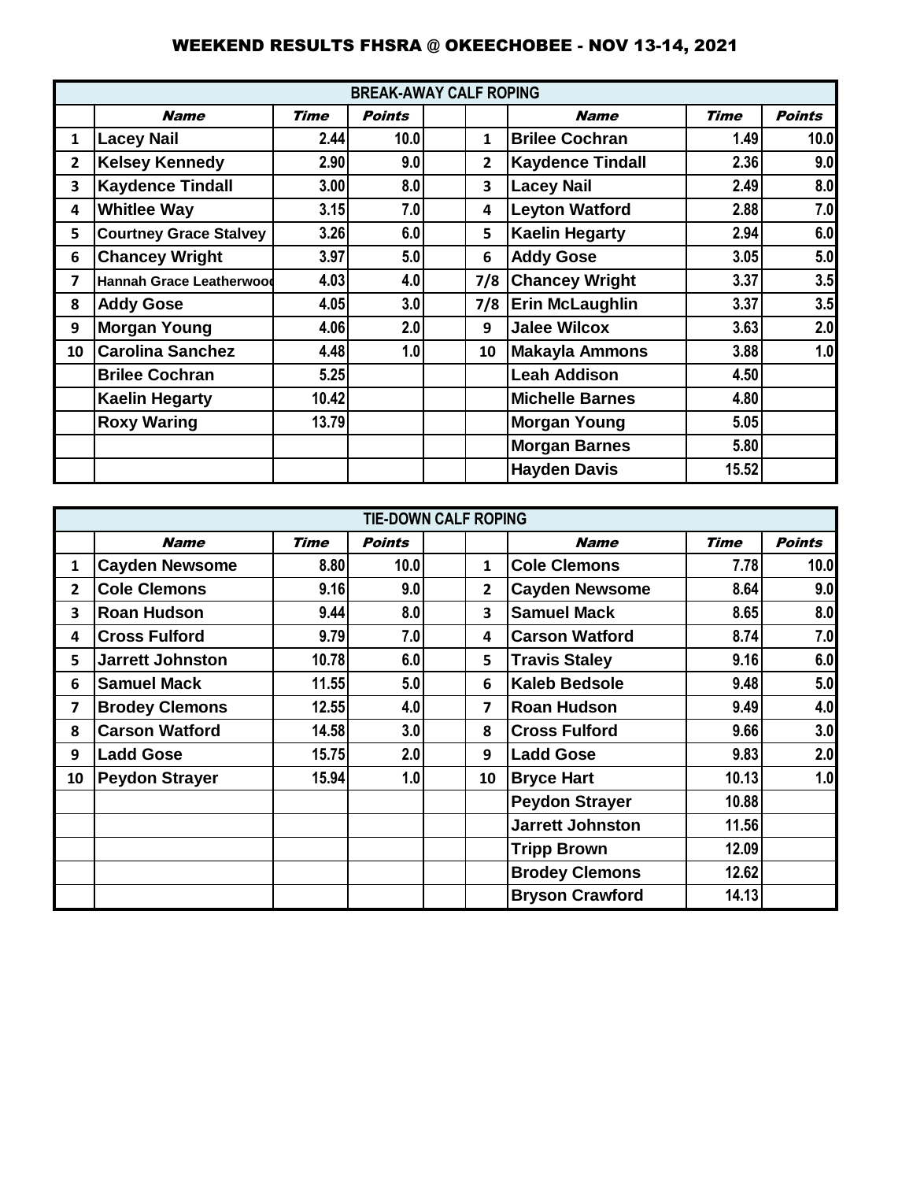## WEEKEND RESULTS FHSRA @ OKEECHOBEE - NOV 13-14, 2021

| BREAK-AWAY CALF ROPING | | | | | | | | |
|---|---|---|---|---|---|---|---|---|
| | *Name* | *Time* | *Points* | | | *Name* | *Time* | *Points* |
| 1 | **Lacey Nail** | 2.44 | 10.0 | | 1 | **Brilee Cochran** | 1.49 | 10.0 |
| 2 | **Kelsey Kennedy** | 2.90 | 9.0 | | 2 | **Kaydence Tindall** | 2.36 | 9.0 |
| 3 | **Kaydence Tindall** | 3.00 | 8.0 | | 3 | **Lacey Nail** | 2.49 | 8.0 |
| 4 | **Whitlee Way** | 3.15 | 7.0 | | 4 | **Leyton Watford** | 2.88 | 7.0 |
| 5 | **Courtney Grace Stalvey** | 3.26 | 6.0 | | 5 | **Kaelin Hegarty** | 2.94 | 6.0 |
| 6 | **Chancey Wright** | 3.97 | 5.0 | | 6 | **Addy Gose** | 3.05 | 5.0 |
| 7 | **Hannah Grace Leatherwood** | 4.03 | 4.0 | | 7/8 | **Chancey Wright** | 3.37 | 3.5 |
| 8 | **Addy Gose** | 4.05 | 3.0 | | 7/8 | **Erin McLaughlin** | 3.37 | 3.5 |
| 9 | **Morgan Young** | 4.06 | 2.0 | | 9 | **Jalee Wilcox** | 3.63 | 2.0 |
| 10 | **Carolina Sanchez** | 4.48 | 1.0 | | 10 | **Makayla Ammons** | 3.88 | 1.0 |
| | **Brilee Cochran** | 5.25 | | | | **Leah Addison** | 4.50 | |
| | **Kaelin Hegarty** | 10.42 | | | | **Michelle Barnes** | 4.80 | |
| | **Roxy Waring** | 13.79 | | | | **Morgan Young** | 5.05 | |
| | | | | | | **Morgan Barnes** | 5.80 | |
| | | | | | | **Hayden Davis** | 15.52 | |

| TIE-DOWN CALF ROPING | | | | | | | | |
|---|---|---|---|---|---|---|---|---|
| | *Name* | *Time* | *Points* | | | *Name* | *Time* | *Points* |
| 1 | **Cayden Newsome** | 8.80 | 10.0 | | 1 | **Cole Clemons** | 7.78 | 10.0 |
| 2 | **Cole Clemons** | 9.16 | 9.0 | | 2 | **Cayden Newsome** | 8.64 | 9.0 |
| 3 | **Roan Hudson** | 9.44 | 8.0 | | 3 | **Samuel Mack** | 8.65 | 8.0 |
| 4 | **Cross Fulford** | 9.79 | 7.0 | | 4 | **Carson Watford** | 8.74 | 7.0 |
| 5 | **Jarrett Johnston** | 10.78 | 6.0 | | 5 | **Travis Staley** | 9.16 | 6.0 |
| 6 | **Samuel Mack** | 11.55 | 5.0 | | 6 | **Kaleb Bedsole** | 9.48 | 5.0 |
| 7 | **Brodey Clemons** | 12.55 | 4.0 | | 7 | **Roan Hudson** | 9.49 | 4.0 |
| 8 | **Carson Watford** | 14.58 | 3.0 | | 8 | **Cross Fulford** | 9.66 | 3.0 |
| 9 | **Ladd Gose** | 15.75 | 2.0 | | 9 | **Ladd Gose** | 9.83 | 2.0 |
| 10 | **Peydon Strayer** | 15.94 | 1.0 | | 10 | **Bryce Hart** | 10.13 | 1.0 |
| | | | | | | **Peydon Strayer** | 10.88 | |
| | | | | | | **Jarrett Johnston** | 11.56 | |
| | | | | | | **Tripp Brown** | 12.09 | |
| | | | | | | **Brodey Clemons** | 12.62 | |
| | | | | | | **Bryson Crawford** | 14.13 | |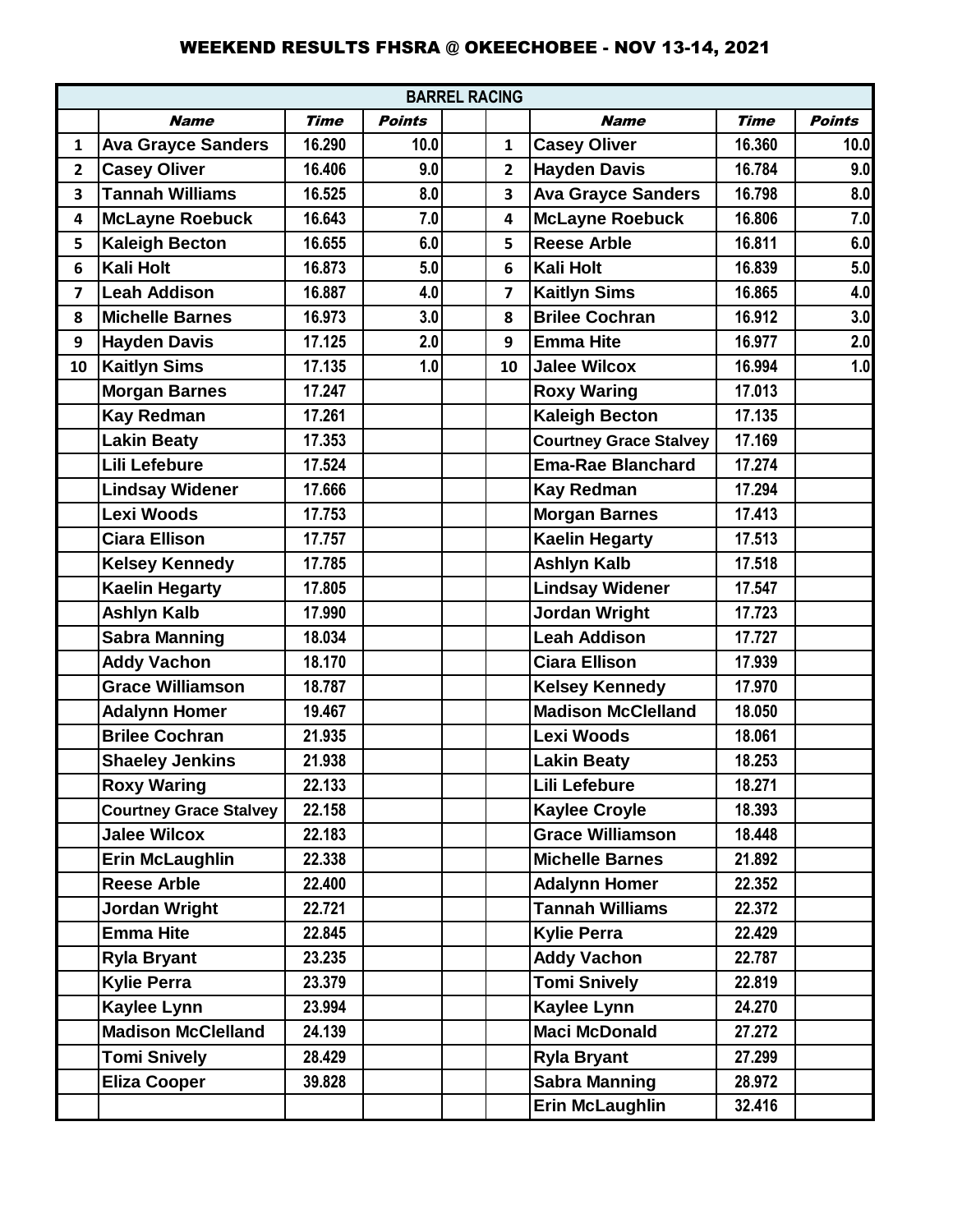# WEEKEND RESULTS FHSRA @ OKEECHOBEE - NOV 13-14, 2021

| BARREL RACING | | | | | | | | |
|---|---|---|---|---|---|---|---|---|
| | *Name* | *Time* | *Points* | | | *Name* | *Time* | *Points* |
| 1 | Ava Grayce Sanders | 16.290 | 10.0 | | 1 | Casey Oliver | 16.360 | 10.0 |
| 2 | Casey Oliver | 16.406 | 9.0 | | 2 | Hayden Davis | 16.784 | 9.0 |
| 3 | Tannah Williams | 16.525 | 8.0 | | 3 | Ava Grayce Sanders | 16.798 | 8.0 |
| 4 | McLayne Roebuck | 16.643 | 7.0 | | 4 | McLayne Roebuck | 16.806 | 7.0 |
| 5 | Kaleigh Becton | 16.655 | 6.0 | | 5 | Reese Arble | 16.811 | 6.0 |
| 6 | Kali Holt | 16.873 | 5.0 | | 6 | Kali Holt | 16.839 | 5.0 |
| 7 | Leah Addison | 16.887 | 4.0 | | 7 | Kaitlyn Sims | 16.865 | 4.0 |
| 8 | Michelle Barnes | 16.973 | 3.0 | | 8 | Brilee Cochran | 16.912 | 3.0 |
| 9 | Hayden Davis | 17.125 | 2.0 | | 9 | Emma Hite | 16.977 | 2.0 |
| 10 | Kaitlyn Sims | 17.135 | 1.0 | | 10 | Jalee Wilcox | 16.994 | 1.0 |
| | Morgan Barnes | 17.247 | | | | Roxy Waring | 17.013 | |
| | Kay Redman | 17.261 | | | | Kaleigh Becton | 17.135 | |
| | Lakin Beaty | 17.353 | | | | Courtney Grace Stalvey | 17.169 | |
| | Lili Lefebure | 17.524 | | | | Ema-Rae Blanchard | 17.274 | |
| | Lindsay Widener | 17.666 | | | | Kay Redman | 17.294 | |
| | Lexi Woods | 17.753 | | | | Morgan Barnes | 17.413 | |
| | Ciara Ellison | 17.757 | | | | Kaelin Hegarty | 17.513 | |
| | Kelsey Kennedy | 17.785 | | | | Ashlyn Kalb | 17.518 | |
| | Kaelin Hegarty | 17.805 | | | | Lindsay Widener | 17.547 | |
| | Ashlyn Kalb | 17.990 | | | | Jordan Wright | 17.723 | |
| | Sabra Manning | 18.034 | | | | Leah Addison | 17.727 | |
| | Addy Vachon | 18.170 | | | | Ciara Ellison | 17.939 | |
| | Grace Williamson | 18.787 | | | | Kelsey Kennedy | 17.970 | |
| | Adalynn Homer | 19.467 | | | | Madison McClelland | 18.050 | |
| | Brilee Cochran | 21.935 | | | | Lexi Woods | 18.061 | |
| | Shaeley Jenkins | 21.938 | | | | Lakin Beaty | 18.253 | |
| | Roxy Waring | 22.133 | | | | Lili Lefebure | 18.271 | |
| | Courtney Grace Stalvey | 22.158 | | | | Kaylee Croyle | 18.393 | |
| | Jalee Wilcox | 22.183 | | | | Grace Williamson | 18.448 | |
| | Erin McLaughlin | 22.338 | | | | Michelle Barnes | 21.892 | |
| | Reese Arble | 22.400 | | | | Adalynn Homer | 22.352 | |
| | Jordan Wright | 22.721 | | | | Tannah Williams | 22.372 | |
| | Emma Hite | 22.845 | | | | Kylie Perra | 22.429 | |
| | Ryla Bryant | 23.235 | | | | Addy Vachon | 22.787 | |
| | Kylie Perra | 23.379 | | | | Tomi Snively | 22.819 | |
| | Kaylee Lynn | 23.994 | | | | Kaylee Lynn | 24.270 | |
| | Madison McClelland | 24.139 | | | | Maci McDonald | 27.272 | |
| | Tomi Snively | 28.429 | | | | Ryla Bryant | 27.299 | |
| | Eliza Cooper | 39.828 | | | | Sabra Manning | 28.972 | |
| | | | | | | Erin McLaughlin | 32.416 | |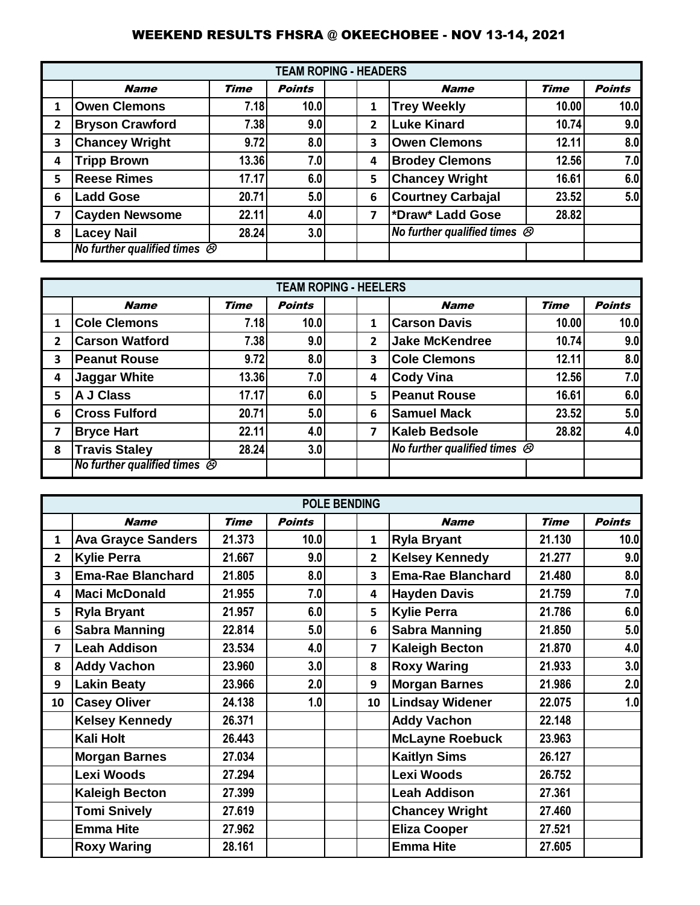## WEEKEND RESULTS FHSRA @ OKEECHOBEE - NOV 13-14, 2021

| TEAM ROPING - HEADERS | | | | | | | |
|---|---|---|---|---|---|---|---|
| | *Name* | *Time* | *Points* | | *Name* | *Time* | *Points* |
| 1 | **Owen Clemons** | 7.18 | 10.0 | 1 | **Trey Weekly** | 10.00 | 10.0 |
| 2 | **Bryson Crawford** | 7.38 | 9.0 | 2 | **Luke Kinard** | 10.74 | 9.0 |
| 3 | **Chancey Wright** | 9.72 | 8.0 | 3 | **Owen Clemons** | 12.11 | 8.0 |
| 4 | **Tripp Brown** | 13.36 | 7.0 | 4 | **Brodey Clemons** | 12.56 | 7.0 |
| 5 | **Reese Rimes** | 17.17 | 6.0 | 5 | **Chancey Wright** | 16.61 | 6.0 |
| 6 | **Ladd Gose** | 20.71 | 5.0 | 6 | **Courtney Carbajal** | 23.52 | 5.0 |
| 7 | **Cayden Newsome** | 22.11 | 4.0 | 7 | **\*Draw\* Ladd Gose** | 28.82 | |
| 8 | **Lacey Nail** | 28.24 | 3.0 | | *No further qualified times* ☹ | | |
| | *No further qualified times* ☹ | | | | | | |

| TEAM ROPING - HEELERS | | | | | | | |
|---|---|---|---|---|---|---|---|
| | *Name* | *Time* | *Points* | | *Name* | *Time* | *Points* |
| 1 | **Cole Clemons** | 7.18 | 10.0 | 1 | **Carson Davis** | 10.00 | 10.0 |
| 2 | **Carson Watford** | 7.38 | 9.0 | 2 | **Jake McKendree** | 10.74 | 9.0 |
| 3 | **Peanut Rouse** | 9.72 | 8.0 | 3 | **Cole Clemons** | 12.11 | 8.0 |
| 4 | **Jaggar White** | 13.36 | 7.0 | 4 | **Cody Vina** | 12.56 | 7.0 |
| 5 | **A J Class** | 17.17 | 6.0 | 5 | **Peanut Rouse** | 16.61 | 6.0 |
| 6 | **Cross Fulford** | 20.71 | 5.0 | 6 | **Samuel Mack** | 23.52 | 5.0 |
| 7 | **Bryce Hart** | 22.11 | 4.0 | 7 | **Kaleb Bedsole** | 28.82 | 4.0 |
| 8 | **Travis Staley** | 28.24 | 3.0 | | *No further qualified times* ☹ | | |
| | *No further qualified times* ☹ | | | | | | |

| POLE BENDING | | | | | | | |
|---|---|---|---|---|---|---|---|
| | *Name* | *Time* | *Points* | | *Name* | *Time* | *Points* |
| 1 | **Ava Grayce Sanders** | 21.373 | 10.0 | 1 | **Ryla Bryant** | 21.130 | 10.0 |
| 2 | **Kylie Perra** | 21.667 | 9.0 | 2 | **Kelsey Kennedy** | 21.277 | 9.0 |
| 3 | **Ema-Rae Blanchard** | 21.805 | 8.0 | 3 | **Ema-Rae Blanchard** | 21.480 | 8.0 |
| 4 | **Maci McDonald** | 21.955 | 7.0 | 4 | **Hayden Davis** | 21.759 | 7.0 |
| 5 | **Ryla Bryant** | 21.957 | 6.0 | 5 | **Kylie Perra** | 21.786 | 6.0 |
| 6 | **Sabra Manning** | 22.814 | 5.0 | 6 | **Sabra Manning** | 21.850 | 5.0 |
| 7 | **Leah Addison** | 23.534 | 4.0 | 7 | **Kaleigh Becton** | 21.870 | 4.0 |
| 8 | **Addy Vachon** | 23.960 | 3.0 | 8 | **Roxy Waring** | 21.933 | 3.0 |
| 9 | **Lakin Beaty** | 23.966 | 2.0 | 9 | **Morgan Barnes** | 21.986 | 2.0 |
| 10 | **Casey Oliver** | 24.138 | 1.0 | 10 | **Lindsay Widener** | 22.075 | 1.0 |
| | **Kelsey Kennedy** | 26.371 | | | **Addy Vachon** | 22.148 | |
| | **Kali Holt** | 26.443 | | | **McLayne Roebuck** | 23.963 | |
| | **Morgan Barnes** | 27.034 | | | **Kaitlyn Sims** | 26.127 | |
| | **Lexi Woods** | 27.294 | | | **Lexi Woods** | 26.752 | |
| | **Kaleigh Becton** | 27.399 | | | **Leah Addison** | 27.361 | |
| | **Tomi Snively** | 27.619 | | | **Chancey Wright** | 27.460 | |
| | **Emma Hite** | 27.962 | | | **Eliza Cooper** | 27.521 | |
| | **Roxy Waring** | 28.161 | | | **Emma Hite** | 27.605 | |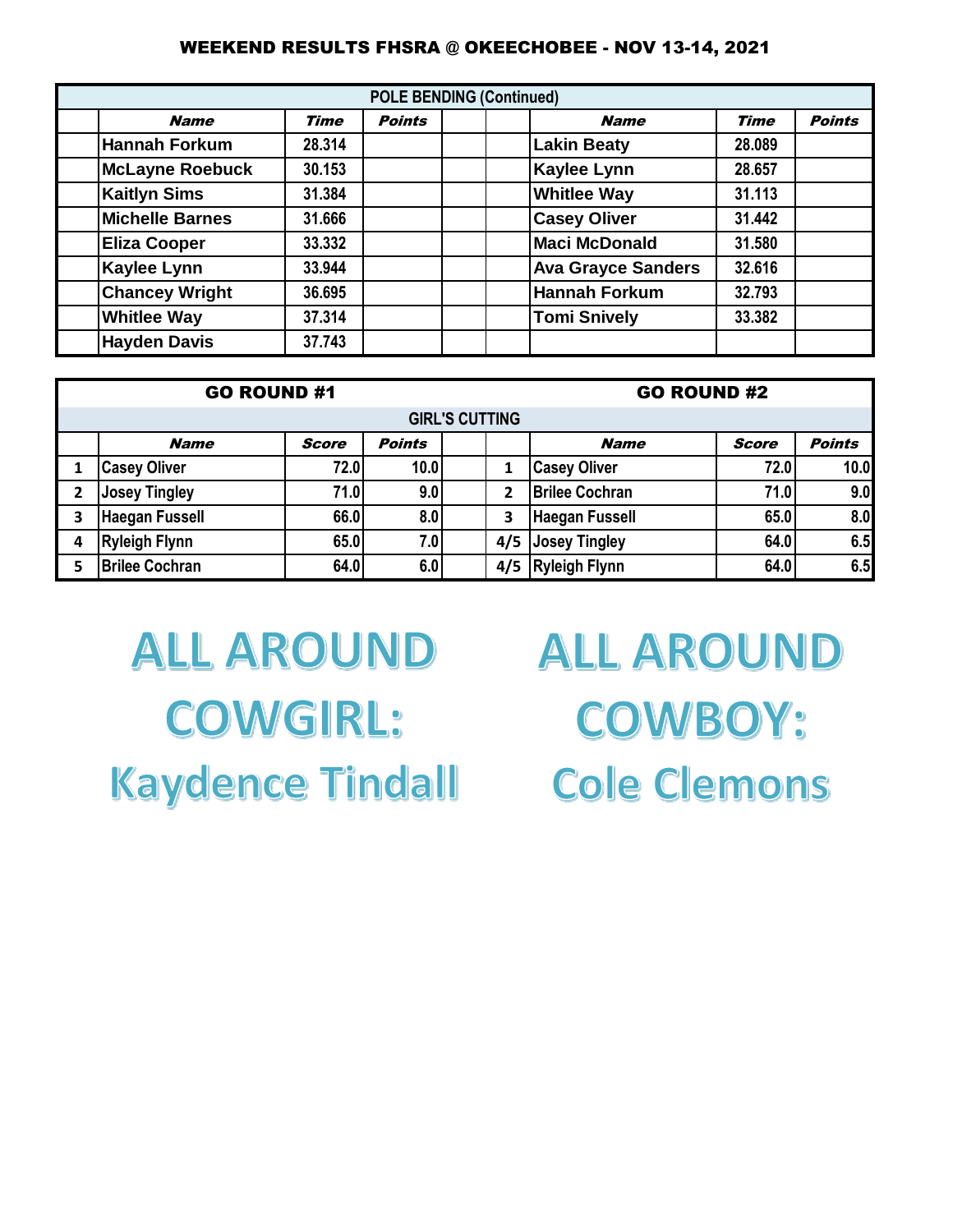WEEKEND RESULTS FHSRA @ OKEECHOBEE - NOV 13-14, 2021

| POLE BENDING (Continued) | | | | | | | |
|---|---|---|---|---|---|---|---|
| | ***Name*** | ***Time*** | ***Points*** | | ***Name*** | ***Time*** | ***Points*** |
| | **Hannah Forkum** | 28.314 | | | **Lakin Beaty** | 28.089 | |
| | **McLayne Roebuck** | 30.153 | | | **Kaylee Lynn** | 28.657 | |
| | **Kaitlyn Sims** | 31.384 | | | **Whitlee Way** | 31.113 | |
| | **Michelle Barnes** | 31.666 | | | **Casey Oliver** | 31.442 | |
| | **Eliza Cooper** | 33.332 | | | **Maci McDonald** | 31.580 | |
| | **Kaylee Lynn** | 33.944 | | | **Ava Grayce Sanders** | 32.616 | |
| | **Chancey Wright** | 36.695 | | | **Hannah Forkum** | 32.793 | |
| | **Whitlee Way** | 37.314 | | | **Tomi Snively** | 33.382 | |
| | **Hayden Davis** | 37.743 | | | | | |

| GO ROUND #1 | | | | GO ROUND #2 | | | |
|---|---|---|---|---|---|---|---|
| GIRL'S CUTTING | | | | | | | |
| | ***Name*** | ***Score*** | ***Points*** | | ***Name*** | ***Score*** | ***Points*** |
| 1 | Casey Oliver | 72.0 | 10.0 | 1 | Casey Oliver | 72.0 | 10.0 |
| 2 | Josey Tingley | 71.0 | 9.0 | 2 | Brilee Cochran | 71.0 | 9.0 |
| 3 | Haegan Fussell | 66.0 | 8.0 | 3 | Haegan Fussell | 65.0 | 8.0 |
| 4 | Ryleigh Flynn | 65.0 | 7.0 | 4/5 | Josey Tingley | 64.0 | 6.5 |
| 5 | Brilee Cochran | 64.0 | 6.0 | 4/5 | Ryleigh Flynn | 64.0 | 6.5 |

## ALL AROUND COWGIRL: Kaydence Tindall

## ALL AROUND COWBOY: Cole Clemons